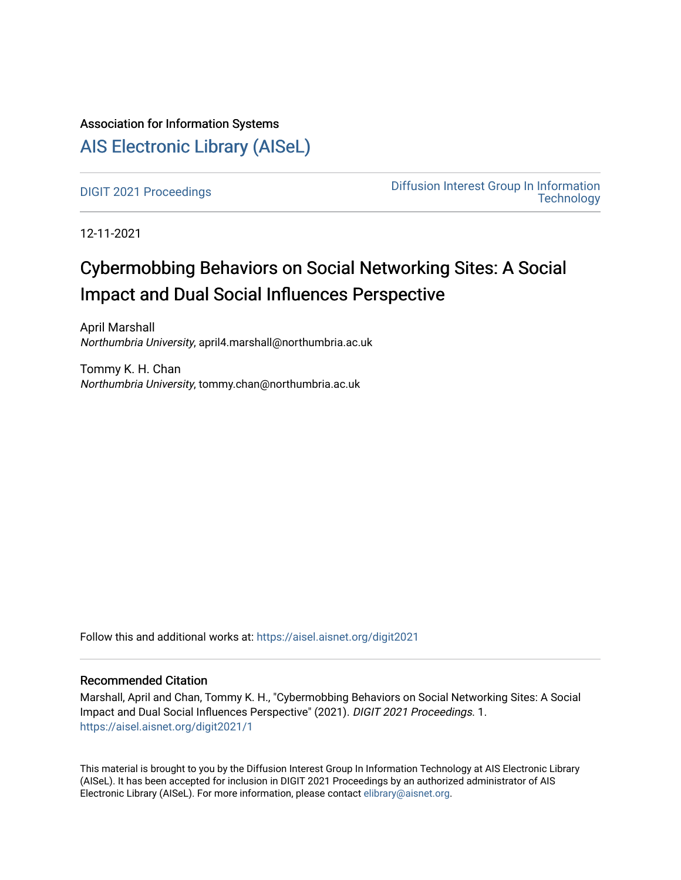Association for Information Systems

# AIS Electronic Library (AISeL)

DIGIT 2021 Proceedings

Diffusion Interest Group In Information Technology

12-11-2021

# Cybermobbing Behaviors on Social Networking Sites: A Social Impact and Dual Social Influences Perspective

April Marshall
*Northumbria University*, april4.marshall@northumbria.ac.uk

Tommy K. H. Chan
*Northumbria University*, tommy.chan@northumbria.ac.uk

Follow this and additional works at: https://aisel.aisnet.org/digit2021

## Recommended Citation

Marshall, April and Chan, Tommy K. H., "Cybermobbing Behaviors on Social Networking Sites: A Social Impact and Dual Social Influences Perspective" (2021). *DIGIT 2021 Proceedings*. 1.
https://aisel.aisnet.org/digit2021/1

This material is brought to you by the Diffusion Interest Group In Information Technology at AIS Electronic Library (AISeL). It has been accepted for inclusion in DIGIT 2021 Proceedings by an authorized administrator of AIS Electronic Library (AISeL). For more information, please contact elibrary@aisnet.org.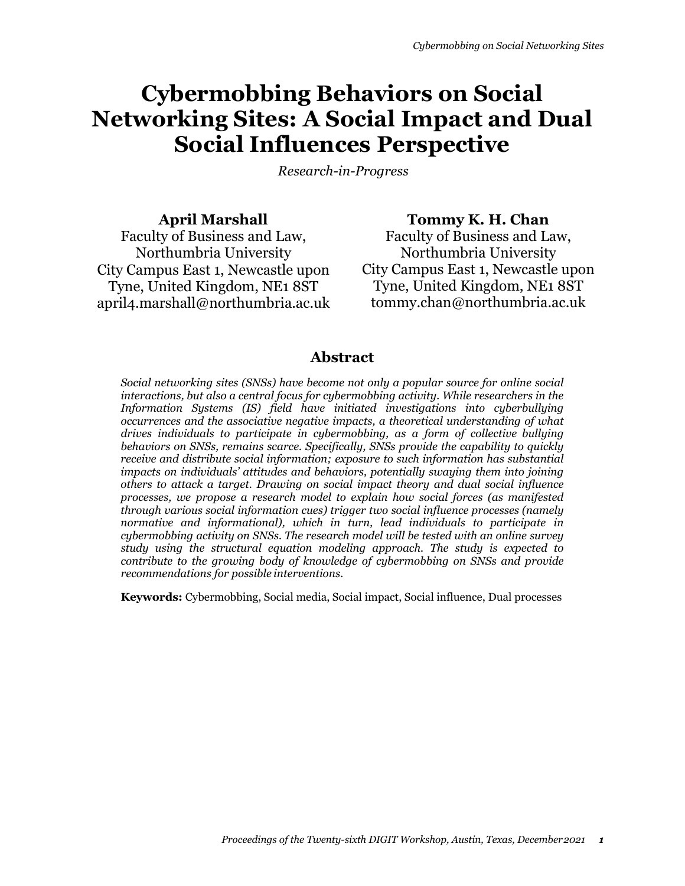# Cybermobbing Behaviors on Social Networking Sites: A Social Impact and Dual Social Influences Perspective

*Research-in-Progress*

**April Marshall**
Faculty of Business and Law,
Northumbria University
City Campus East 1, Newcastle upon Tyne, United Kingdom, NE1 8ST
april4.marshall@northumbria.ac.uk

**Tommy K. H. Chan**
Faculty of Business and Law,
Northumbria University
City Campus East 1, Newcastle upon Tyne, United Kingdom, NE1 8ST
tommy.chan@northumbria.ac.uk

## Abstract

*Social networking sites (SNSs) have become not only a popular source for online social interactions, but also a central focus for cybermobbing activity. While researchers in the Information Systems (IS) field have initiated investigations into cyberbullying occurrences and the associative negative impacts, a theoretical understanding of what drives individuals to participate in cybermobbing, as a form of collective bullying behaviors on SNSs, remains scarce. Specifically, SNSs provide the capability to quickly receive and distribute social information; exposure to such information has substantial impacts on individuals' attitudes and behaviors, potentially swaying them into joining others to attack a target. Drawing on social impact theory and dual social influence processes, we propose a research model to explain how social forces (as manifested through various social information cues) trigger two social influence processes (namely normative and informational), which in turn, lead individuals to participate in cybermobbing activity on SNSs. The research model will be tested with an online survey study using the structural equation modeling approach. The study is expected to contribute to the growing body of knowledge of cybermobbing on SNSs and provide recommendations for possible interventions.*

**Keywords:** Cybermobbing, Social media, Social impact, Social influence, Dual processes